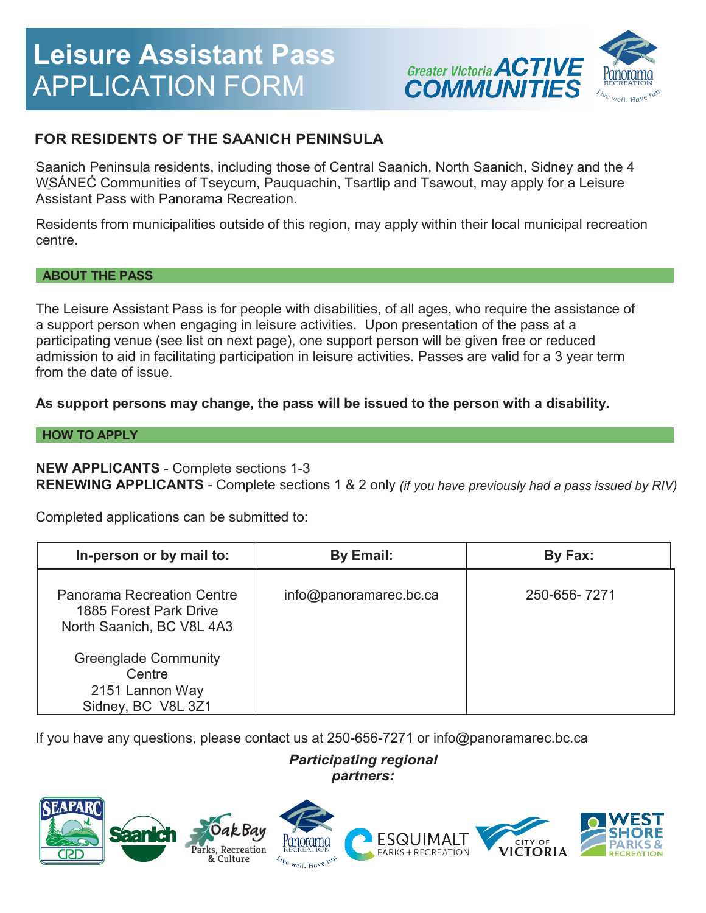# Leisure Assistant Pass
# APPLICATION FORM

Greater Victoria ACTIVE COMMUNITIES

Panorama Recreation — Live well. Have fun

## FOR RESIDENTS OF THE SAANICH PENINSULA

Saanich Peninsula residents, including those of Central Saanich, North Saanich, Sidney and the 4 W̱SÁNEĆ Communities of Tseycum, Pauquachin, Tsartlip and Tsawout, may apply for a Leisure Assistant Pass with Panorama Recreation.

Residents from municipalities outside of this region, may apply within their local municipal recreation centre.

### ABOUT THE PASS

The Leisure Assistant Pass is for people with disabilities, of all ages, who require the assistance of a support person when engaging in leisure activities. Upon presentation of the pass at a participating venue (see list on next page), one support person will be given free or reduced admission to aid in facilitating participation in leisure activities. Passes are valid for a 3 year term from the date of issue.

**As support persons may change, the pass will be issued to the person with a disability.**

### HOW TO APPLY

**NEW APPLICANTS** - Complete sections 1-3
**RENEWING APPLICANTS** - Complete sections 1 & 2 only *(if you have previously had a pass issued by RIV)*

Completed applications can be submitted to:

| In-person or by mail to: | By Email: | By Fax: |
|---|---|---|
| Panorama Recreation Centre<br>1885 Forest Park Drive<br>North Saanich, BC V8L 4A3<br><br>Greenglade Community Centre<br>2151 Lannon Way<br>Sidney, BC V8L 3Z1 | info@panoramarec.bc.ca | 250-656- 7271 |

If you have any questions, please contact us at 250-656-7271 or info@panoramarec.bc.ca

***Participating regional partners:***

SEAPARC CRD, Saanich, Oak Bay Parks, Recreation & Culture, Panorama Recreation, Esquimalt Parks + Recreation, City of Victoria, West Shore Parks & Recreation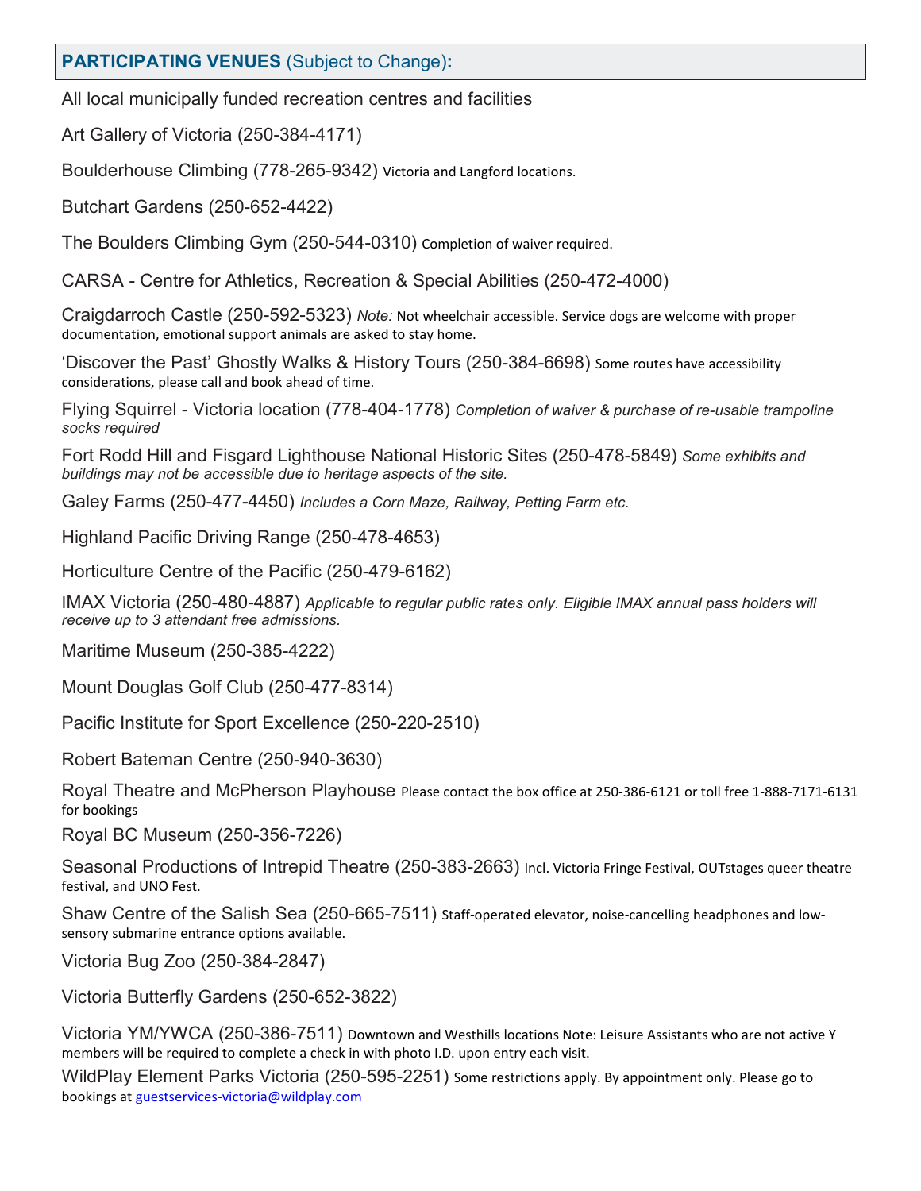## **PARTICIPATING VENUES** (Subject to Change)**:**

All local municipally funded recreation centres and facilities

Art Gallery of Victoria (250-384-4171)

Boulderhouse Climbing (778-265-9342) Victoria and Langford locations.

Butchart Gardens (250-652-4422)

The Boulders Climbing Gym (250-544-0310) Completion of waiver required.

CARSA - Centre for Athletics, Recreation & Special Abilities (250-472-4000)

Craigdarroch Castle (250-592-5323) *Note:* Not wheelchair accessible. Service dogs are welcome with proper documentation, emotional support animals are asked to stay home.

'Discover the Past' Ghostly Walks & History Tours (250-384-6698) Some routes have accessibility considerations, please call and book ahead of time.

Flying Squirrel - Victoria location (778-404-1778) *Completion of waiver & purchase of re-usable trampoline socks required*

Fort Rodd Hill and Fisgard Lighthouse National Historic Sites (250-478-5849) *Some exhibits and buildings may not be accessible due to heritage aspects of the site.*

Galey Farms (250-477-4450) *Includes a Corn Maze, Railway, Petting Farm etc.*

Highland Pacific Driving Range (250-478-4653)

Horticulture Centre of the Pacific (250-479-6162)

IMAX Victoria (250-480-4887) *Applicable to regular public rates only. Eligible IMAX annual pass holders will receive up to 3 attendant free admissions.*

Maritime Museum (250-385-4222)

Mount Douglas Golf Club (250-477-8314)

Pacific Institute for Sport Excellence (250-220-2510)

Robert Bateman Centre (250-940-3630)

Royal Theatre and McPherson Playhouse Please contact the box office at 250-386-6121 or toll free 1-888-7171-6131 for bookings

Royal BC Museum (250-356-7226)

Seasonal Productions of Intrepid Theatre (250-383-2663) Incl. Victoria Fringe Festival, OUTstages queer theatre festival, and UNO Fest.

Shaw Centre of the Salish Sea (250-665-7511) Staff-operated elevator, noise-cancelling headphones and low-sensory submarine entrance options available.

Victoria Bug Zoo (250-384-2847)

Victoria Butterfly Gardens (250-652-3822)

Victoria YM/YWCA (250-386-7511) Downtown and Westhills locations Note: Leisure Assistants who are not active Y members will be required to complete a check in with photo I.D. upon entry each visit.

WildPlay Element Parks Victoria (250-595-2251) Some restrictions apply. By appointment only. Please go to bookings at guestservices-victoria@wildplay.com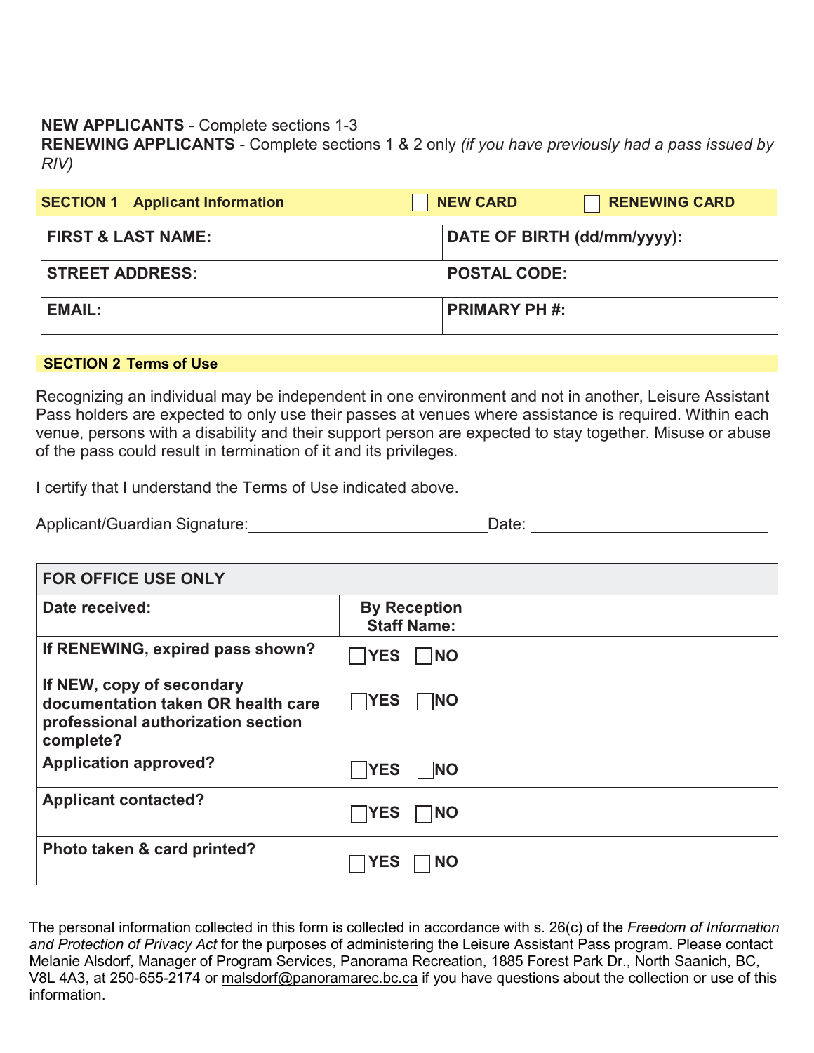**NEW APPLICANTS** - Complete sections 1-3
**RENEWING APPLICANTS** - Complete sections 1 & 2 only *(if you have previously had a pass issued by RIV)*

| **SECTION 1 Applicant Information** | ☐ **NEW CARD** ☐ **RENEWING CARD** |
|---|---|
| **FIRST & LAST NAME:** | **DATE OF BIRTH (dd/mm/yyyy):** |
| **STREET ADDRESS:** | **POSTAL CODE:** |
| **EMAIL:** | **PRIMARY PH #:** |

**SECTION 2 Terms of Use**

Recognizing an individual may be independent in one environment and not in another, Leisure Assistant Pass holders are expected to only use their passes at venues where assistance is required. Within each venue, persons with a disability and their support person are expected to stay together. Misuse or abuse of the pass could result in termination of it and its privileges.

I certify that I understand the Terms of Use indicated above.

Applicant/Guardian Signature:____________________________ Date: ____________________________

| **FOR OFFICE USE ONLY** | |
|---|---|
| **Date received:** | **By Reception Staff Name:** |
| **If RENEWING, expired pass shown?** | ☐ **YES** ☐ **NO** |
| **If NEW, copy of secondary documentation taken OR health care professional authorization section complete?** | ☐ **YES** ☐ **NO** |
| **Application approved?** | ☐ **YES** ☐ **NO** |
| **Applicant contacted?** | ☐ **YES** ☐ **NO** |
| **Photo taken & card printed?** | ☐ **YES** ☐ **NO** |

The personal information collected in this form is collected in accordance with s. 26(c) of the *Freedom of Information and Protection of Privacy Act* for the purposes of administering the Leisure Assistant Pass program. Please contact Melanie Alsdorf, Manager of Program Services, Panorama Recreation, 1885 Forest Park Dr., North Saanich, BC, V8L 4A3, at 250-655-2174 or malsdorf@panoramarec.bc.ca if you have questions about the collection or use of this information.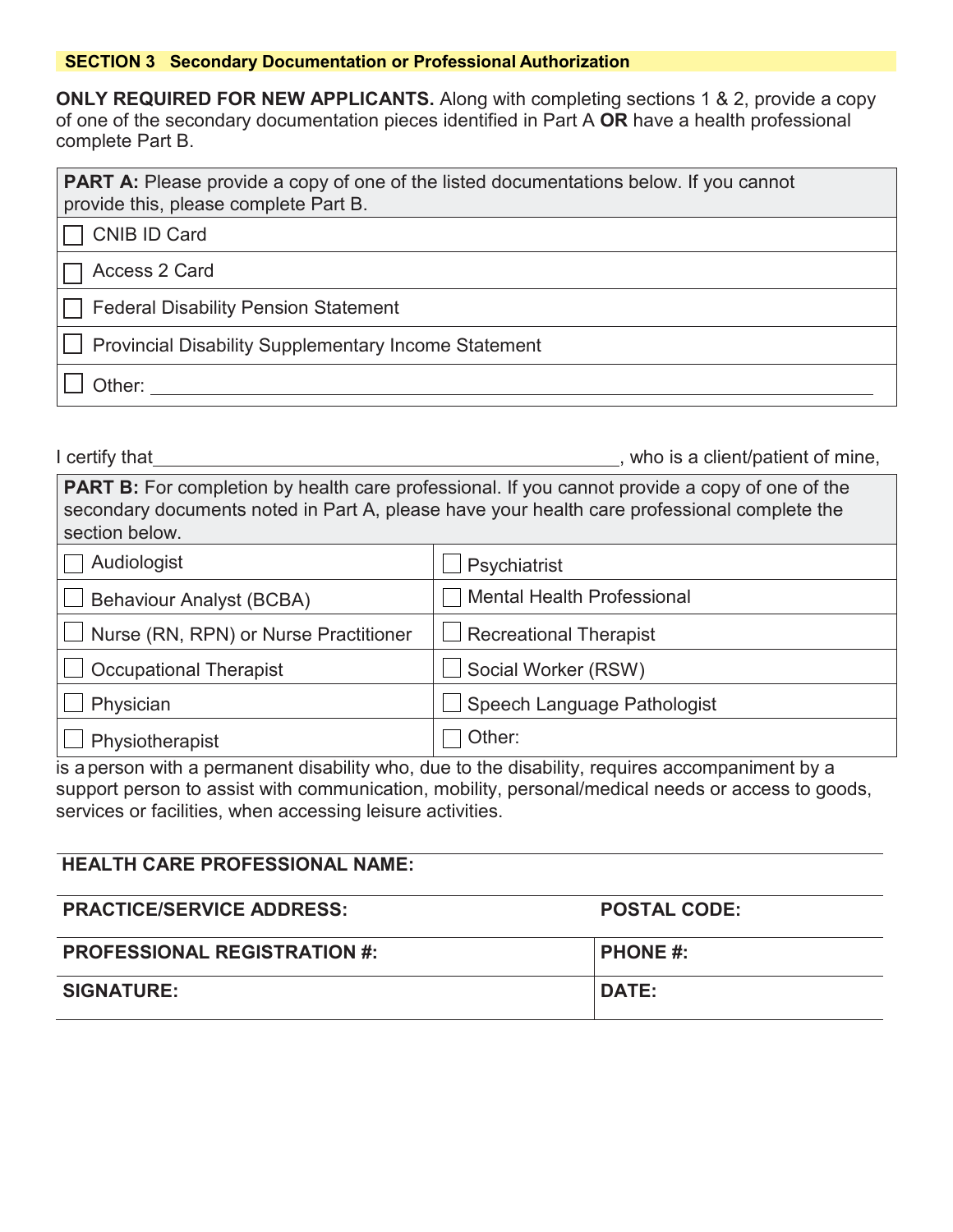## SECTION 3 Secondary Documentation or Professional Authorization

**ONLY REQUIRED FOR NEW APPLICANTS.** Along with completing sections 1 & 2, provide a copy of one of the secondary documentation pieces identified in Part A **OR** have a health professional complete Part B.

| **PART A:** Please provide a copy of one of the listed documentations below. If you cannot provide this, please complete Part B. |
|---|
| ☐ CNIB ID Card |
| ☐ Access 2 Card |
| ☐ Federal Disability Pension Statement |
| ☐ Provincial Disability Supplementary Income Statement |
| ☐ Other: ______________________________ |

I certify that ______________________________, who is a client/patient of mine,

**PART B:** For completion by health care professional. If you cannot provide a copy of one of the secondary documents noted in Part A, please have your health care professional complete the section below.

| | |
|---|---|
| ☐ Audiologist | ☐ Psychiatrist |
| ☐ Behaviour Analyst (BCBA) | ☐ Mental Health Professional |
| ☐ Nurse (RN, RPN) or Nurse Practitioner | ☐ Recreational Therapist |
| ☐ Occupational Therapist | ☐ Social Worker (RSW) |
| ☐ Physician | ☐ Speech Language Pathologist |
| ☐ Physiotherapist | ☐ Other: |

is a person with a permanent disability who, due to the disability, requires accompaniment by a support person to assist with communication, mobility, personal/medical needs or access to goods, services or facilities, when accessing leisure activities.

| | |
|---|---|
| **HEALTH CARE PROFESSIONAL NAME:** | |
| **PRACTICE/SERVICE ADDRESS:** | **POSTAL CODE:** |
| **PROFESSIONAL REGISTRATION #:** | **PHONE #:** |
| **SIGNATURE:** | **DATE:** |